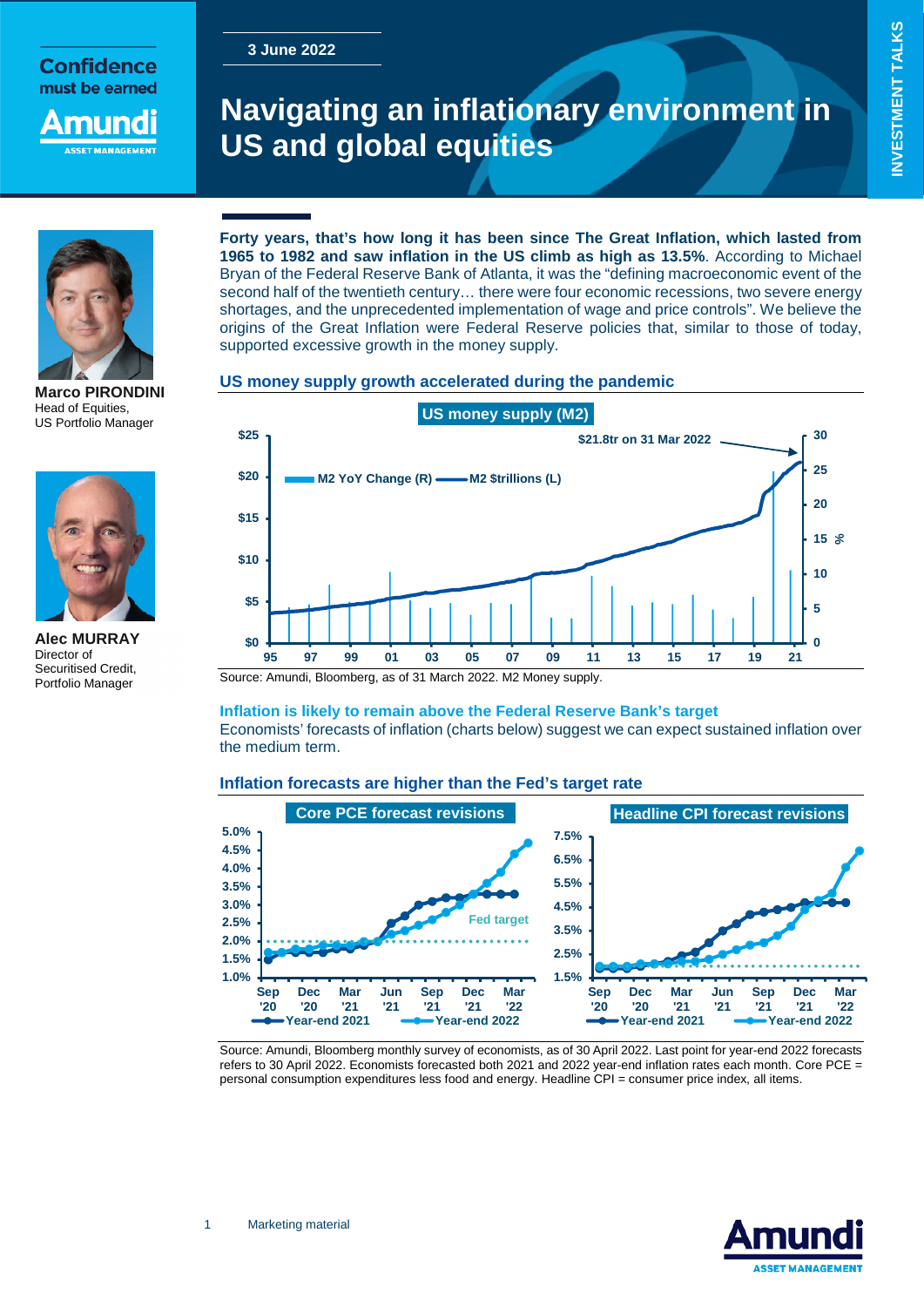3 June 2022

# Navigating an inflationary environment in US and global equities

**Marco PIRONDINI**
Head of Equities,
US Portfolio Manager

**Alec MURRAY**
Director of
Securitised Credit,
Portfolio Manager

**Forty years, that's how long it has been since The Great Inflation, which lasted from 1965 to 1982 and saw inflation in the US climb as high as 13.5%**. According to Michael Bryan of the Federal Reserve Bank of Atlanta, it was the "defining macroeconomic event of the second half of the twentieth century… there were four economic recessions, two severe energy shortages, and the unprecedented implementation of wage and price controls". We believe the origins of the Great Inflation were Federal Reserve policies that, similar to those of today, supported excessive growth in the money supply.

### US money supply growth accelerated during the pandemic

**US money supply (M2)**

Source: Amundi, Bloomberg, as of 31 March 2022. M2 Money supply.

### Inflation is likely to remain above the Federal Reserve Bank's target

Economists' forecasts of inflation (charts below) suggest we can expect sustained inflation over the medium term.

### Inflation forecasts are higher than the Fed's target rate

**Core PCE forecast revisions**

**Headline CPI forecast revisions**

Source: Amundi, Bloomberg monthly survey of economists, as of 30 April 2022. Last point for year-end 2022 forecasts refers to 30 April 2022. Economists forecasted both 2021 and 2022 year-end inflation rates each month. Core PCE = personal consumption expenditures less food and energy. Headline CPI = consumer price index, all items.

Marketing material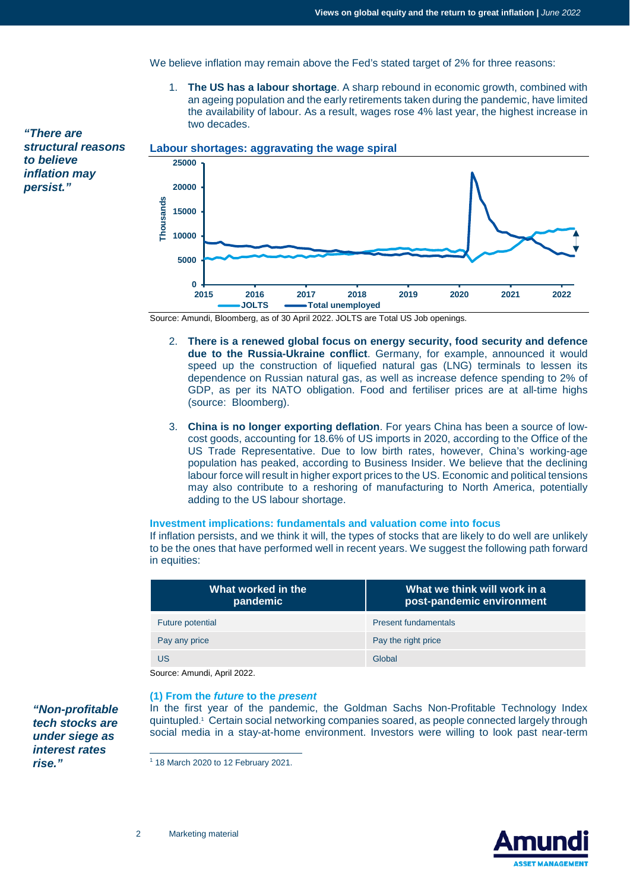We believe inflation may remain above the Fed's stated target of 2% for three reasons:

1. **The US has a labour shortage**. A sharp rebound in economic growth, combined with an ageing population and the early retirements taken during the pandemic, have limited the availability of labour. As a result, wages rose 4% last year, the highest increase in two decades.

***"There are structural reasons to believe inflation may persist."***

**Labour shortages: aggravating the wage spiral**

Source: Amundi, Bloomberg, as of 30 April 2022. JOLTS are Total US Job openings.

2. **There is a renewed global focus on energy security, food security and defence due to the Russia-Ukraine conflict**. Germany, for example, announced it would speed up the construction of liquefied natural gas (LNG) terminals to lessen its dependence on Russian natural gas, as well as increase defence spending to 2% of GDP, as per its NATO obligation. Food and fertiliser prices are at all-time highs (source: Bloomberg).

3. **China is no longer exporting deflation**. For years China has been a source of low-cost goods, accounting for 18.6% of US imports in 2020, according to the Office of the US Trade Representative. Due to low birth rates, however, China's working-age population has peaked, according to Business Insider. We believe that the declining labour force will result in higher export prices to the US. Economic and political tensions may also contribute to a reshoring of manufacturing to North America, potentially adding to the US labour shortage.

### Investment implications: fundamentals and valuation come into focus

If inflation persists, and we think it will, the types of stocks that are likely to do well are unlikely to be the ones that have performed well in recent years. We suggest the following path forward in equities:

| What worked in the pandemic | What we think will work in a post-pandemic environment |
|---|---|
| Future potential | Present fundamentals |
| Pay any price | Pay the right price |
| US | Global |

Source: Amundi, April 2022.

### (1) From the *future* to the *present*

***"Non-profitable tech stocks are under siege as interest rates rise."***

In the first year of the pandemic, the Goldman Sachs Non-Profitable Technology Index quintupled.[1] Certain social networking companies soared, as people connected largely through social media in a stay-at-home environment. Investors were willing to look past near-term

[1] 18 March 2020 to 12 February 2021.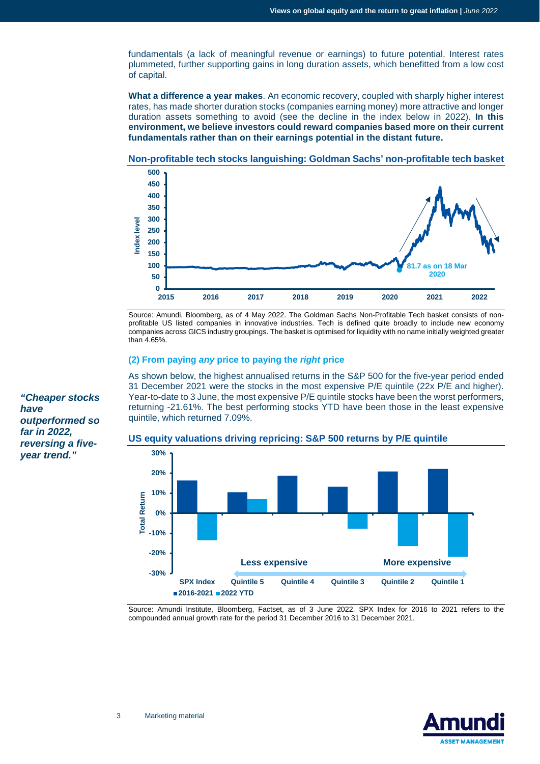fundamentals (a lack of meaningful revenue or earnings) to future potential. Interest rates plummeted, further supporting gains in long duration assets, which benefitted from a low cost of capital.

**What a difference a year makes**. An economic recovery, coupled with sharply higher interest rates, has made shorter duration stocks (companies earning money) more attractive and longer duration assets something to avoid (see the decline in the index below in 2022). **In this environment, we believe investors could reward companies based more on their current fundamentals rather than on their earnings potential in the distant future.**

**Non-profitable tech stocks languishing: Goldman Sachs' non-profitable tech basket**

Source: Amundi, Bloomberg, as of 4 May 2022. The Goldman Sachs Non-Profitable Tech basket consists of non-profitable US listed companies in innovative industries. Tech is defined quite broadly to include new economy companies across GICS industry groupings. The basket is optimised for liquidity with no name initially weighted greater than 4.65%.

### (2) From paying *any* price to paying the *right* price

As shown below, the highest annualised returns in the S&P 500 for the five-year period ended 31 December 2021 were the stocks in the most expensive P/E quintile (22x P/E and higher). Year-to-date to 3 June, the most expensive P/E quintile stocks have been the worst performers, returning -21.61%. The best performing stocks YTD have been those in the least expensive quintile, which returned 7.09%.

***"Cheaper stocks have outperformed so far in 2022, reversing a five-year trend."***

**US equity valuations driving repricing: S&P 500 returns by P/E quintile**

Source: Amundi Institute, Bloomberg, Factset, as of 3 June 2022. SPX Index for 2016 to 2021 refers to the compounded annual growth rate for the period 31 December 2016 to 31 December 2021.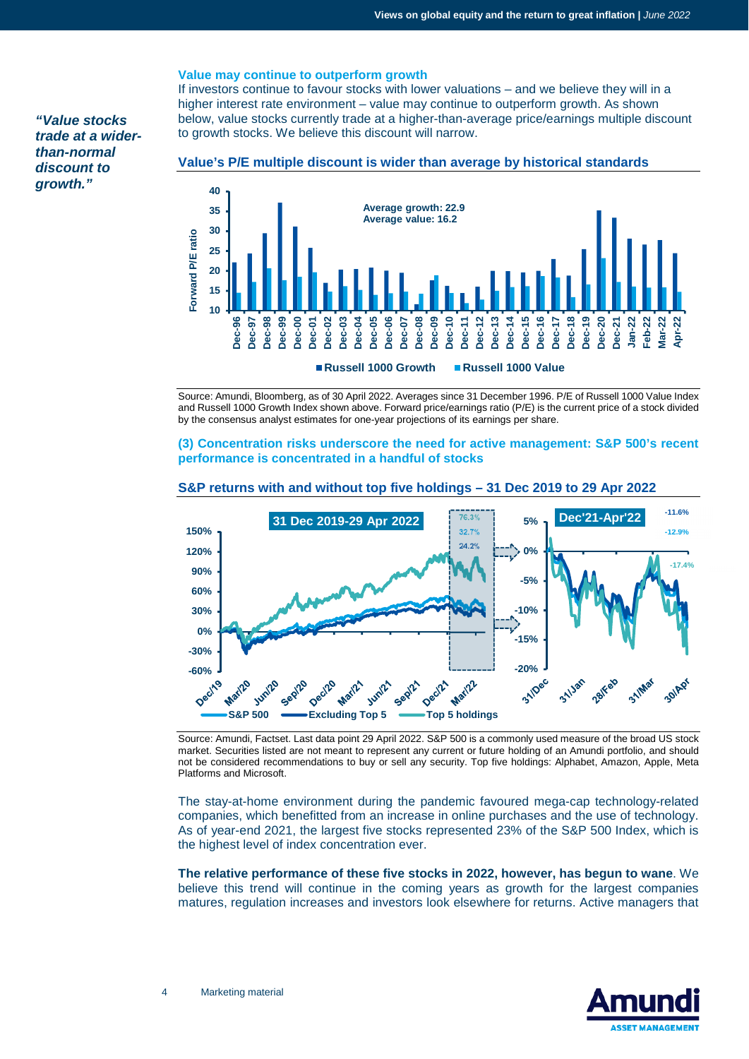*"Value stocks trade at a wider-than-normal discount to growth."*

### Value may continue to outperform growth

If investors continue to favour stocks with lower valuations – and we believe they will in a higher interest rate environment – value may continue to outperform growth. As shown below, value stocks currently trade at a higher-than-average price/earnings multiple discount to growth stocks. We believe this discount will narrow.

### Value's P/E multiple discount is wider than average by historical standards

Average growth: 22.9
Average value: 16.2

Russell 1000 Growth | Russell 1000 Value

Source: Amundi, Bloomberg, as of 30 April 2022. Averages since 31 December 1996. P/E of Russell 1000 Value Index and Russell 1000 Growth Index shown above. Forward price/earnings ratio (P/E) is the current price of a stock divided by the consensus analyst estimates for one-year projections of its earnings per share.

### (3) Concentration risks underscore the need for active management: S&P 500's recent performance is concentrated in a handful of stocks

### S&P returns with and without top five holdings – 31 Dec 2019 to 29 Apr 2022

31 Dec 2019-29 Apr 2022: 76.3%, 32.7%, 24.2%

Dec'21-Apr'22: -11.6%, -12.9%, -17.4%

S&P 500 | Excluding Top 5 | Top 5 holdings

Source: Amundi, Factset. Last data point 29 April 2022. S&P 500 is a commonly used measure of the broad US stock market. Securities listed are not meant to represent any current or future holding of an Amundi portfolio, and should not be considered recommendations to buy or sell any security. Top five holdings: Alphabet, Amazon, Apple, Meta Platforms and Microsoft.

The stay-at-home environment during the pandemic favoured mega-cap technology-related companies, which benefitted from an increase in online purchases and the use of technology. As of year-end 2021, the largest five stocks represented 23% of the S&P 500 Index, which is the highest level of index concentration ever.

**The relative performance of these five stocks in 2022, however, has begun to wane**. We believe this trend will continue in the coming years as growth for the largest companies matures, regulation increases and investors look elsewhere for returns. Active managers that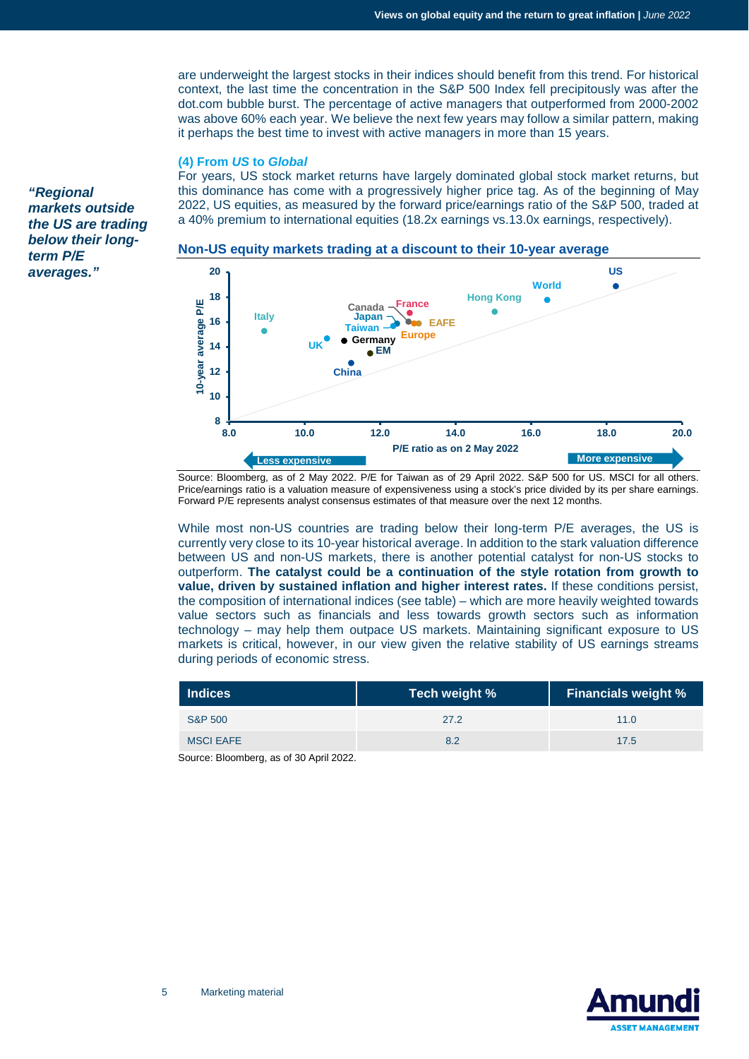are underweight the largest stocks in their indices should benefit from this trend. For historical context, the last time the concentration in the S&P 500 Index fell precipitously was after the dot.com bubble burst. The percentage of active managers that outperformed from 2000-2002 was above 60% each year. We believe the next few years may follow a similar pattern, making it perhaps the best time to invest with active managers in more than 15 years.

### (4) From *US* to *Global*

*“Regional markets outside the US are trading below their long-term P/E averages.”*

For years, US stock market returns have largely dominated global stock market returns, but this dominance has come with a progressively higher price tag. As of the beginning of May 2022, US equities, as measured by the forward price/earnings ratio of the S&P 500, traded at a 40% premium to international equities (18.2x earnings vs.13.0x earnings, respectively).

**Non-US equity markets trading at a discount to their 10-year average**

Source: Bloomberg, as of 2 May 2022. P/E for Taiwan as of 29 April 2022. S&P 500 for US. MSCI for all others. Price/earnings ratio is a valuation measure of expensiveness using a stock’s price divided by its per share earnings. Forward P/E represents analyst consensus estimates of that measure over the next 12 months.

While most non-US countries are trading below their long-term P/E averages, the US is currently very close to its 10-year historical average. In addition to the stark valuation difference between US and non-US markets, there is another potential catalyst for non-US stocks to outperform. **The catalyst could be a continuation of the style rotation from growth to value, driven by sustained inflation and higher interest rates.** If these conditions persist, the composition of international indices (see table) – which are more heavily weighted towards value sectors such as financials and less towards growth sectors such as information technology – may help them outpace US markets. Maintaining significant exposure to US markets is critical, however, in our view given the relative stability of US earnings streams during periods of economic stress.

| Indices | Tech weight % | Financials weight % |
|---|---|---|
| S&P 500 | 27.2 | 11.0 |
| MSCI EAFE | 8.2 | 17.5 |

Source: Bloomberg, as of 30 April 2022.

Marketing material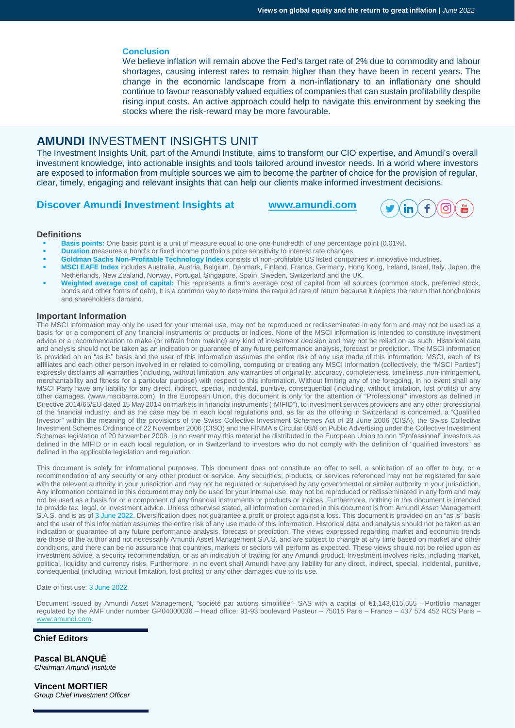### Conclusion

We believe inflation will remain above the Fed's target rate of 2% due to commodity and labour shortages, causing interest rates to remain higher than they have been in recent years. The change in the economic landscape from a non-inflationary to an inflationary one should continue to favour reasonably valued equities of companies that can sustain profitability despite rising input costs. An active approach could help to navigate this environment by seeking the stocks where the risk-reward may be more favourable.

## **AMUNDI** INVESTMENT INSIGHTS UNIT

The Investment Insights Unit, part of the Amundi Institute, aims to transform our CIO expertise, and Amundi's overall investment knowledge, into actionable insights and tools tailored around investor needs. In a world where investors are exposed to information from multiple sources we aim to become the partner of choice for the provision of regular, clear, timely, engaging and relevant insights that can help our clients make informed investment decisions.

**Discover Amundi Investment Insights at** www.amundi.com

### Definitions

- **Basis points:** One basis point is a unit of measure equal to one one-hundredth of one percentage point (0.01%).
- **Duration** measures a bond's or fixed income portfolio's price sensitivity to interest rate changes.
- **Goldman Sachs Non-Profitable Technology Index** consists of non-profitable US listed companies in innovative industries.
- **MSCI EAFE Index** includes Australia, Austria, Belgium, Denmark, Finland, France, Germany, Hong Kong, Ireland, Israel, Italy, Japan, the Netherlands, New Zealand, Norway, Portugal, Singapore, Spain, Sweden, Switzerland and the UK.
- **Weighted average cost of capital:** This represents a firm's average cost of capital from all sources (common stock, preferred stock, bonds and other forms of debt). It is a common way to determine the required rate of return because it depicts the return that bondholders and shareholders demand.

### Important Information

The MSCI information may only be used for your internal use, may not be reproduced or redisseminated in any form and may not be used as a basis for or a component of any financial instruments or products or indices. None of the MSCI information is intended to constitute investment advice or a recommendation to make (or refrain from making) any kind of investment decision and may not be relied on as such. Historical data and analysis should not be taken as an indication or guarantee of any future performance analysis, forecast or prediction. The MSCI information is provided on an "as is" basis and the user of this information assumes the entire risk of any use made of this information. MSCI, each of its affiliates and each other person involved in or related to compiling, computing or creating any MSCI information (collectively, the "MSCI Parties") expressly disclaims all warranties (including, without limitation, any warranties of originality, accuracy, completeness, timeliness, non-infringement, merchantability and fitness for a particular purpose) with respect to this information. Without limiting any of the foregoing, in no event shall any MSCI Party have any liability for any direct, indirect, special, incidental, punitive, consequential (including, without limitation, lost profits) or any other damages. (www.mscibarra.com). In the European Union, this document is only for the attention of "Professional" investors as defined in Directive 2014/65/EU dated 15 May 2014 on markets in financial instruments ("MIFID"), to investment services providers and any other professional of the financial industry, and as the case may be in each local regulations and, as far as the offering in Switzerland is concerned, a "Qualified Investor" within the meaning of the provisions of the Swiss Collective Investment Schemes Act of 23 June 2006 (CISA), the Swiss Collective Investment Schemes Ordinance of 22 November 2006 (CISO) and the FINMA's Circular 08/8 on Public Advertising under the Collective Investment Schemes legislation of 20 November 2008. In no event may this material be distributed in the European Union to non "Professional" investors as defined in the MIFID or in each local regulation, or in Switzerland to investors who do not comply with the definition of "qualified investors" as defined in the applicable legislation and regulation.

This document is solely for informational purposes. This document does not constitute an offer to sell, a solicitation of an offer to buy, or a recommendation of any security or any other product or service. Any securities, products, or services referenced may not be registered for sale with the relevant authority in your jurisdiction and may not be regulated or supervised by any governmental or similar authority in your jurisdiction. Any information contained in this document may only be used for your internal use, may not be reproduced or redisseminated in any form and may not be used as a basis for or a component of any financial instruments or products or indices. Furthermore, nothing in this document is intended to provide tax, legal, or investment advice. Unless otherwise stated, all information contained in this document is from Amundi Asset Management S.A.S. and is as of 3 June 2022. Diversification does not guarantee a profit or protect against a loss. This document is provided on an "as is" basis and the user of this information assumes the entire risk of any use made of this information. Historical data and analysis should not be taken as an indication or guarantee of any future performance analysis, forecast or prediction. The views expressed regarding market and economic trends are those of the author and not necessarily Amundi Asset Management S.A.S. and are subject to change at any time based on market and other conditions, and there can be no assurance that countries, markets or sectors will perform as expected. These views should not be relied upon as investment advice, a security recommendation, or as an indication of trading for any Amundi product. Investment involves risks, including market, political, liquidity and currency risks. Furthermore, in no event shall Amundi have any liability for any direct, indirect, special, incidental, punitive, consequential (including, without limitation, lost profits) or any other damages due to its use.

Date of first use: 3 June 2022.

Document issued by Amundi Asset Management, "société par actions simplifiée"- SAS with a capital of €1,143,615,555 - Portfolio manager regulated by the AMF under number GP04000036 – Head office: 91-93 boulevard Pasteur – 75015 Paris – France – 437 574 452 RCS Paris – www.amundi.com.

### Chief Editors

**Pascal BLANQUÉ**
*Chairman Amundi Institute*

**Vincent MORTIER**
*Group Chief Investment Officer*